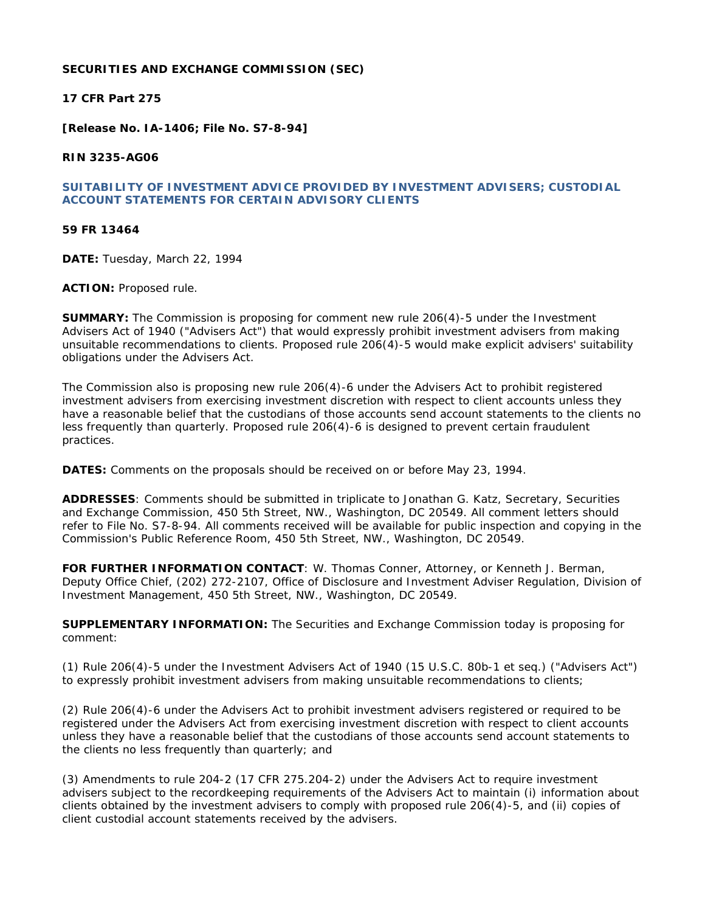**SECURITIES AND EXCHANGE COMMISSION (SEC)**

**17 CFR Part 275**

**[Release No. IA-1406; File No. S7-8-94]**

**RIN 3235-AG06**

## SUITABILITY OF INVESTMENT ADVICE PROVIDED BY INVESTMENT ADVISERS; CUSTODIAL ACCOUNT STATEMENTS FOR CERTAIN ADVISORY CLIENTS

**59 FR 13464**

**DATE:** Tuesday, March 22, 1994

**ACTION:** Proposed rule.

**SUMMARY:** The Commission is proposing for comment new rule 206(4)-5 under the Investment Advisers Act of 1940 ("Advisers Act") that would expressly prohibit investment advisers from making unsuitable recommendations to clients. Proposed rule 206(4)-5 would make explicit advisers' suitability obligations under the Advisers Act.

The Commission also is proposing new rule 206(4)-6 under the Advisers Act to prohibit registered investment advisers from exercising investment discretion with respect to client accounts unless they have a reasonable belief that the custodians of those accounts send account statements to the clients no less frequently than quarterly. Proposed rule 206(4)-6 is designed to prevent certain fraudulent practices.

**DATES:** Comments on the proposals should be received on or before May 23, 1994.

**ADDRESSES**: Comments should be submitted in triplicate to Jonathan G. Katz, Secretary, Securities and Exchange Commission, 450 5th Street, NW., Washington, DC 20549. All comment letters should refer to File No. S7-8-94. All comments received will be available for public inspection and copying in the Commission's Public Reference Room, 450 5th Street, NW., Washington, DC 20549.

**FOR FURTHER INFORMATION CONTACT**: W. Thomas Conner, Attorney, or Kenneth J. Berman, Deputy Office Chief, (202) 272-2107, Office of Disclosure and Investment Adviser Regulation, Division of Investment Management, 450 5th Street, NW., Washington, DC 20549.

**SUPPLEMENTARY INFORMATION:** The Securities and Exchange Commission today is proposing for comment:

(1) Rule 206(4)-5 under the Investment Advisers Act of 1940 (15 U.S.C. 80b-1 et seq.) ("Advisers Act") to expressly prohibit investment advisers from making unsuitable recommendations to clients;

(2) Rule 206(4)-6 under the Advisers Act to prohibit investment advisers registered or required to be registered under the Advisers Act from exercising investment discretion with respect to client accounts unless they have a reasonable belief that the custodians of those accounts send account statements to the clients no less frequently than quarterly; and

(3) Amendments to rule 204-2 (17 CFR 275.204-2) under the Advisers Act to require investment advisers subject to the recordkeeping requirements of the Advisers Act to maintain (i) information about clients obtained by the investment advisers to comply with proposed rule 206(4)-5, and (ii) copies of client custodial account statements received by the advisers.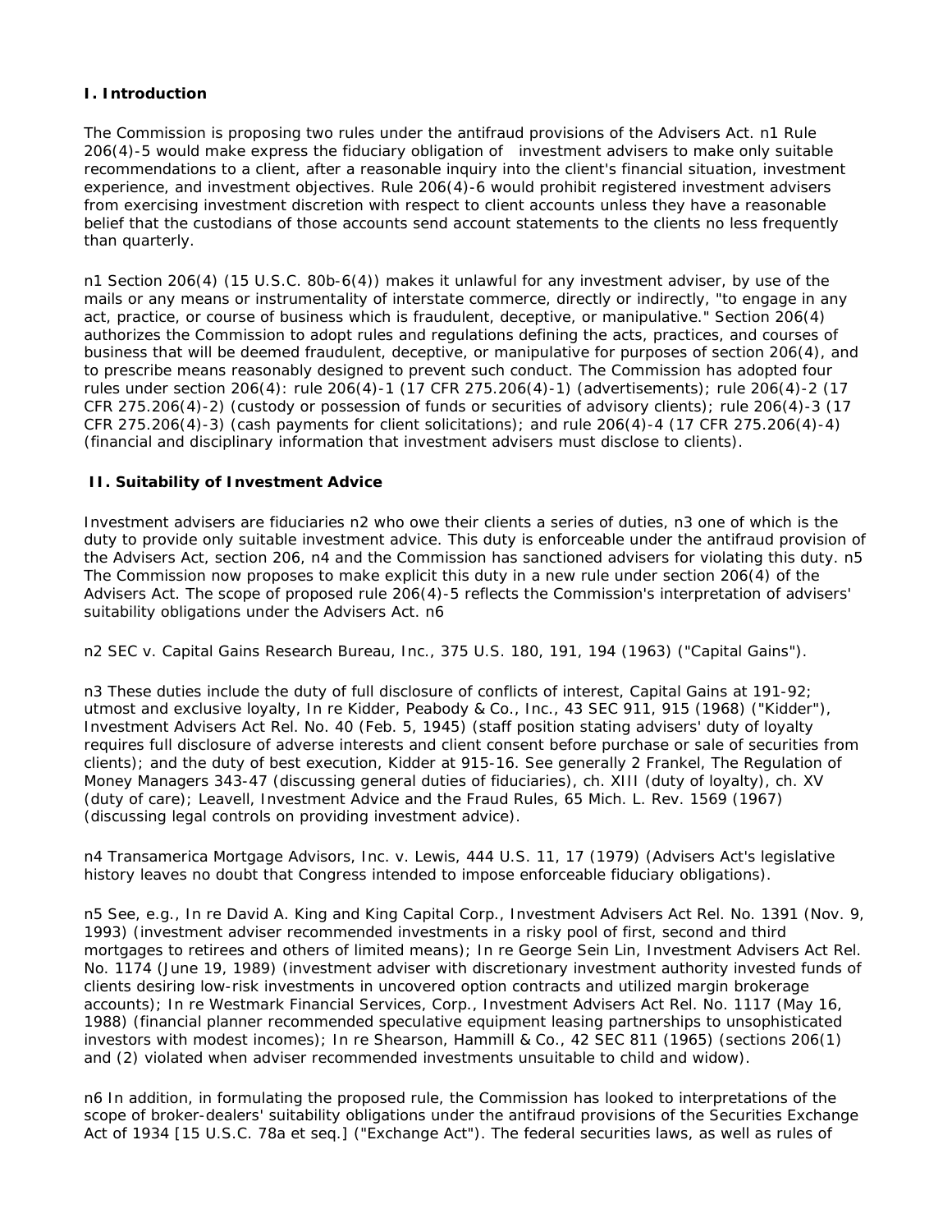**I. Introduction**

The Commission is proposing two rules under the antifraud provisions of the Advisers Act. n1 Rule 206(4)-5 would make express the fiduciary obligation of investment advisers to make only suitable recommendations to a client, after a reasonable inquiry into the client's financial situation, investment experience, and investment objectives. Rule 206(4)-6 would prohibit registered investment advisers from exercising investment discretion with respect to client accounts unless they have a reasonable belief that the custodians of those accounts send account statements to the clients no less frequently than quarterly.

n1 Section 206(4) (15 U.S.C. 80b-6(4)) makes it unlawful for any investment adviser, by use of the mails or any means or instrumentality of interstate commerce, directly or indirectly, "to engage in any act, practice, or course of business which is fraudulent, deceptive, or manipulative." Section 206(4) authorizes the Commission to adopt rules and regulations defining the acts, practices, and courses of business that will be deemed fraudulent, deceptive, or manipulative for purposes of section 206(4), and to prescribe means reasonably designed to prevent such conduct. The Commission has adopted four rules under section 206(4): rule 206(4)-1 (17 CFR 275.206(4)-1) (advertisements); rule 206(4)-2 (17 CFR 275.206(4)-2) (custody or possession of funds or securities of advisory clients); rule 206(4)-3 (17 CFR 275.206(4)-3) (cash payments for client solicitations); and rule 206(4)-4 (17 CFR 275.206(4)-4) (financial and disciplinary information that investment advisers must disclose to clients).

**II. Suitability of Investment Advice**

Investment advisers are fiduciaries n2 who owe their clients a series of duties, n3 one of which is the duty to provide only suitable investment advice. This duty is enforceable under the antifraud provision of the Advisers Act, section 206, n4 and the Commission has sanctioned advisers for violating this duty. n5 The Commission now proposes to make explicit this duty in a new rule under section 206(4) of the Advisers Act. The scope of proposed rule 206(4)-5 reflects the Commission's interpretation of advisers' suitability obligations under the Advisers Act. n6

n2 SEC v. Capital Gains Research Bureau, Inc., 375 U.S. 180, 191, 194 (1963) ("Capital Gains").

n3 These duties include the duty of full disclosure of conflicts of interest, Capital Gains at 191-92; utmost and exclusive loyalty, In re Kidder, Peabody & Co., Inc., 43 SEC 911, 915 (1968) ("Kidder"), Investment Advisers Act Rel. No. 40 (Feb. 5, 1945) (staff position stating advisers' duty of loyalty requires full disclosure of adverse interests and client consent before purchase or sale of securities from clients); and the duty of best execution, Kidder at 915-16. See generally 2 Frankel, The Regulation of Money Managers 343-47 (discussing general duties of fiduciaries), ch. XIII (duty of loyalty), ch. XV (duty of care); Leavell, Investment Advice and the Fraud Rules, 65 Mich. L. Rev. 1569 (1967) (discussing legal controls on providing investment advice).

n4 Transamerica Mortgage Advisors, Inc. v. Lewis, 444 U.S. 11, 17 (1979) (Advisers Act's legislative history leaves no doubt that Congress intended to impose enforceable fiduciary obligations).

n5 See, e.g., In re David A. King and King Capital Corp., Investment Advisers Act Rel. No. 1391 (Nov. 9, 1993) (investment adviser recommended investments in a risky pool of first, second and third mortgages to retirees and others of limited means); In re George Sein Lin, Investment Advisers Act Rel. No. 1174 (June 19, 1989) (investment adviser with discretionary investment authority invested funds of clients desiring low-risk investments in uncovered option contracts and utilized margin brokerage accounts); In re Westmark Financial Services, Corp., Investment Advisers Act Rel. No. 1117 (May 16, 1988) (financial planner recommended speculative equipment leasing partnerships to unsophisticated investors with modest incomes); In re Shearson, Hammill & Co., 42 SEC 811 (1965) (sections 206(1) and (2) violated when adviser recommended investments unsuitable to child and widow).

n6 In addition, in formulating the proposed rule, the Commission has looked to interpretations of the scope of broker-dealers' suitability obligations under the antifraud provisions of the Securities Exchange Act of 1934 [15 U.S.C. 78a et seq.] ("Exchange Act"). The federal securities laws, as well as rules of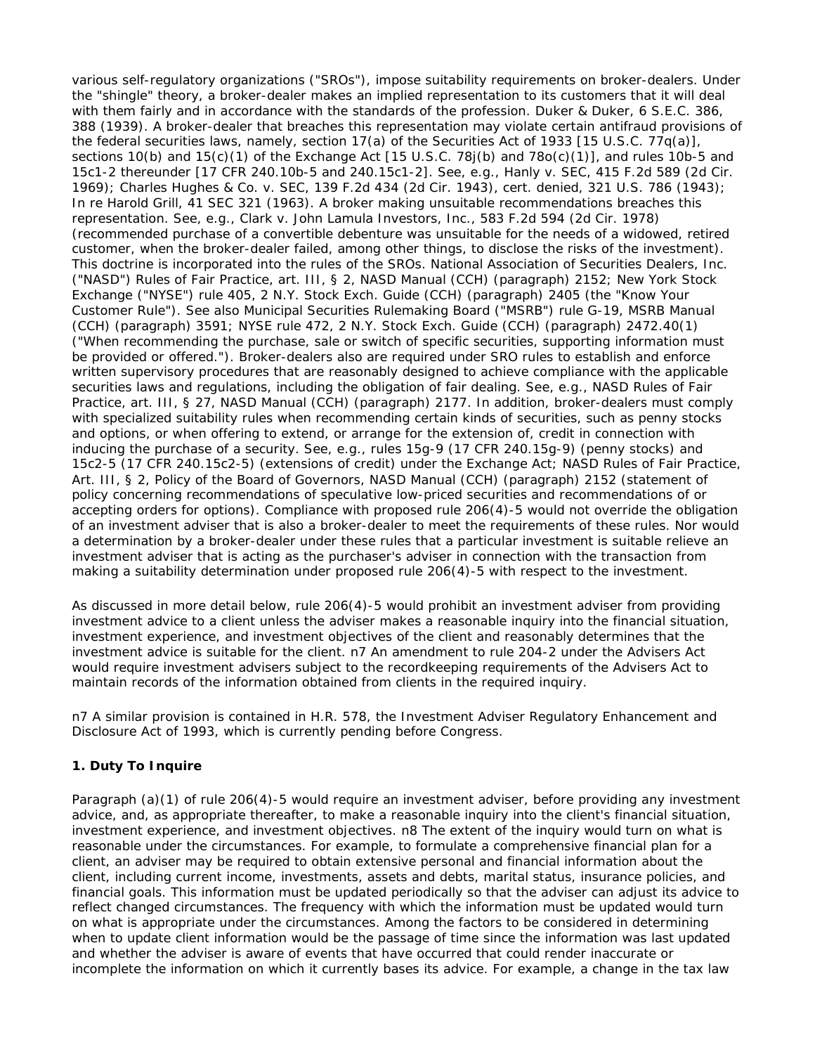various self-regulatory organizations ("SROs"), impose suitability requirements on broker-dealers. Under the "shingle" theory, a broker-dealer makes an implied representation to its customers that it will deal with them fairly and in accordance with the standards of the profession. Duker & Duker, 6 S.E.C. 386, 388 (1939). A broker-dealer that breaches this representation may violate certain antifraud provisions of the federal securities laws, namely, section 17(a) of the Securities Act of 1933 [15 U.S.C. 77q(a)], sections 10(b) and 15(c)(1) of the Exchange Act [15 U.S.C. 78j(b) and 78o(c)(1)], and rules 10b-5 and 15c1-2 thereunder [17 CFR 240.10b-5 and 240.15c1-2]. See, e.g., Hanly v. SEC, 415 F.2d 589 (2d Cir. 1969); Charles Hughes & Co. v. SEC, 139 F.2d 434 (2d Cir. 1943), cert. denied, 321 U.S. 786 (1943); In re Harold Grill, 41 SEC 321 (1963). A broker making unsuitable recommendations breaches this representation. See, e.g., Clark v. John Lamula Investors, Inc., 583 F.2d 594 (2d Cir. 1978) (recommended purchase of a convertible debenture was unsuitable for the needs of a widowed, retired customer, when the broker-dealer failed, among other things, to disclose the risks of the investment). This doctrine is incorporated into the rules of the SROs. National Association of Securities Dealers, Inc. ("NASD") Rules of Fair Practice, art. III, § 2, NASD Manual (CCH) (paragraph) 2152; New York Stock Exchange ("NYSE") rule 405, 2 N.Y. Stock Exch. Guide (CCH) (paragraph) 2405 (the "Know Your Customer Rule"). See also Municipal Securities Rulemaking Board ("MSRB") rule G-19, MSRB Manual (CCH) (paragraph) 3591; NYSE rule 472, 2 N.Y. Stock Exch. Guide (CCH) (paragraph) 2472.40(1) ("When recommending the purchase, sale or switch of specific securities, supporting information must be provided or offered."). Broker-dealers also are required under SRO rules to establish and enforce written supervisory procedures that are reasonably designed to achieve compliance with the applicable securities laws and regulations, including the obligation of fair dealing. See, e.g., NASD Rules of Fair Practice, art. III, § 27, NASD Manual (CCH) (paragraph) 2177. In addition, broker-dealers must comply with specialized suitability rules when recommending certain kinds of securities, such as penny stocks and options, or when offering to extend, or arrange for the extension of, credit in connection with inducing the purchase of a security. See, e.g., rules 15g-9 (17 CFR 240.15g-9) (penny stocks) and 15c2-5 (17 CFR 240.15c2-5) (extensions of credit) under the Exchange Act; NASD Rules of Fair Practice, Art. III, § 2, Policy of the Board of Governors, NASD Manual (CCH) (paragraph) 2152 (statement of policy concerning recommendations of speculative low-priced securities and recommendations of or accepting orders for options). Compliance with proposed rule 206(4)-5 would not override the obligation of an investment adviser that is also a broker-dealer to meet the requirements of these rules. Nor would a determination by a broker-dealer under these rules that a particular investment is suitable relieve an investment adviser that is acting as the purchaser's adviser in connection with the transaction from making a suitability determination under proposed rule 206(4)-5 with respect to the investment.

As discussed in more detail below, rule 206(4)-5 would prohibit an investment adviser from providing investment advice to a client unless the adviser makes a reasonable inquiry into the financial situation, investment experience, and investment objectives of the client and reasonably determines that the investment advice is suitable for the client. n7 An amendment to rule 204-2 under the Advisers Act would require investment advisers subject to the recordkeeping requirements of the Advisers Act to maintain records of the information obtained from clients in the required inquiry.

n7 A similar provision is contained in H.R. 578, the Investment Adviser Regulatory Enhancement and Disclosure Act of 1993, which is currently pending before Congress.

### 1. Duty To Inquire

Paragraph (a)(1) of rule 206(4)-5 would require an investment adviser, before providing any investment advice, and, as appropriate thereafter, to make a reasonable inquiry into the client's financial situation, investment experience, and investment objectives. n8 The extent of the inquiry would turn on what is reasonable under the circumstances. For example, to formulate a comprehensive financial plan for a client, an adviser may be required to obtain extensive personal and financial information about the client, including current income, investments, assets and debts, marital status, insurance policies, and financial goals. This information must be updated periodically so that the adviser can adjust its advice to reflect changed circumstances. The frequency with which the information must be updated would turn on what is appropriate under the circumstances. Among the factors to be considered in determining when to update client information would be the passage of time since the information was last updated and whether the adviser is aware of events that have occurred that could render inaccurate or incomplete the information on which it currently bases its advice. For example, a change in the tax law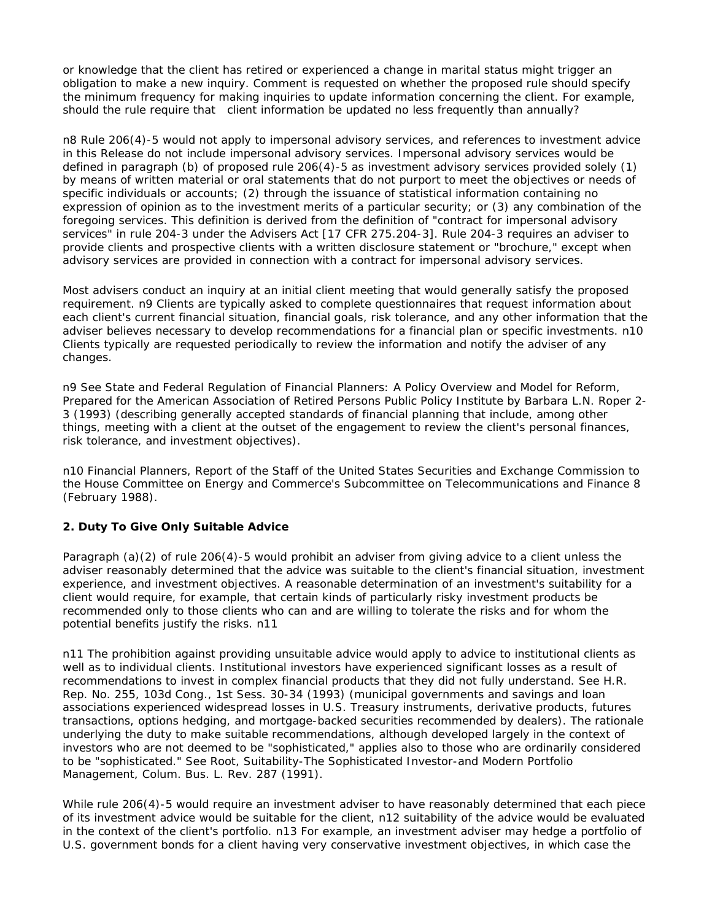or knowledge that the client has retired or experienced a change in marital status might trigger an obligation to make a new inquiry. Comment is requested on whether the proposed rule should specify the minimum frequency for making inquiries to update information concerning the client. For example, should the rule require that client information be updated no less frequently than annually?

n8 Rule 206(4)-5 would not apply to impersonal advisory services, and references to investment advice in this Release do not include impersonal advisory services. Impersonal advisory services would be defined in paragraph (b) of proposed rule 206(4)-5 as investment advisory services provided solely (1) by means of written material or oral statements that do not purport to meet the objectives or needs of specific individuals or accounts; (2) through the issuance of statistical information containing no expression of opinion as to the investment merits of a particular security; or (3) any combination of the foregoing services. This definition is derived from the definition of "contract for impersonal advisory services" in rule 204-3 under the Advisers Act [17 CFR 275.204-3]. Rule 204-3 requires an adviser to provide clients and prospective clients with a written disclosure statement or "brochure," except when advisory services are provided in connection with a contract for impersonal advisory services.

Most advisers conduct an inquiry at an initial client meeting that would generally satisfy the proposed requirement. n9 Clients are typically asked to complete questionnaires that request information about each client's current financial situation, financial goals, risk tolerance, and any other information that the adviser believes necessary to develop recommendations for a financial plan or specific investments. n10 Clients typically are requested periodically to review the information and notify the adviser of any changes.

n9 See State and Federal Regulation of Financial Planners: A Policy Overview and Model for Reform, Prepared for the American Association of Retired Persons Public Policy Institute by Barbara L.N. Roper 2-3 (1993) (describing generally accepted standards of financial planning that include, among other things, meeting with a client at the outset of the engagement to review the client's personal finances, risk tolerance, and investment objectives).

n10 Financial Planners, Report of the Staff of the United States Securities and Exchange Commission to the House Committee on Energy and Commerce's Subcommittee on Telecommunications and Finance 8 (February 1988).

**2. Duty To Give Only Suitable Advice**

Paragraph (a)(2) of rule 206(4)-5 would prohibit an adviser from giving advice to a client unless the adviser reasonably determined that the advice was suitable to the client's financial situation, investment experience, and investment objectives. A reasonable determination of an investment's suitability for a client would require, for example, that certain kinds of particularly risky investment products be recommended only to those clients who can and are willing to tolerate the risks and for whom the potential benefits justify the risks. n11

n11 The prohibition against providing unsuitable advice would apply to advice to institutional clients as well as to individual clients. Institutional investors have experienced significant losses as a result of recommendations to invest in complex financial products that they did not fully understand. See H.R. Rep. No. 255, 103d Cong., 1st Sess. 30-34 (1993) (municipal governments and savings and loan associations experienced widespread losses in U.S. Treasury instruments, derivative products, futures transactions, options hedging, and mortgage-backed securities recommended by dealers). The rationale underlying the duty to make suitable recommendations, although developed largely in the context of investors who are not deemed to be "sophisticated," applies also to those who are ordinarily considered to be "sophisticated." See Root, Suitability-The Sophisticated Investor-and Modern Portfolio Management, Colum. Bus. L. Rev. 287 (1991).

While rule 206(4)-5 would require an investment adviser to have reasonably determined that each piece of its investment advice would be suitable for the client, n12 suitability of the advice would be evaluated in the context of the client's portfolio. n13 For example, an investment adviser may hedge a portfolio of U.S. government bonds for a client having very conservative investment objectives, in which case the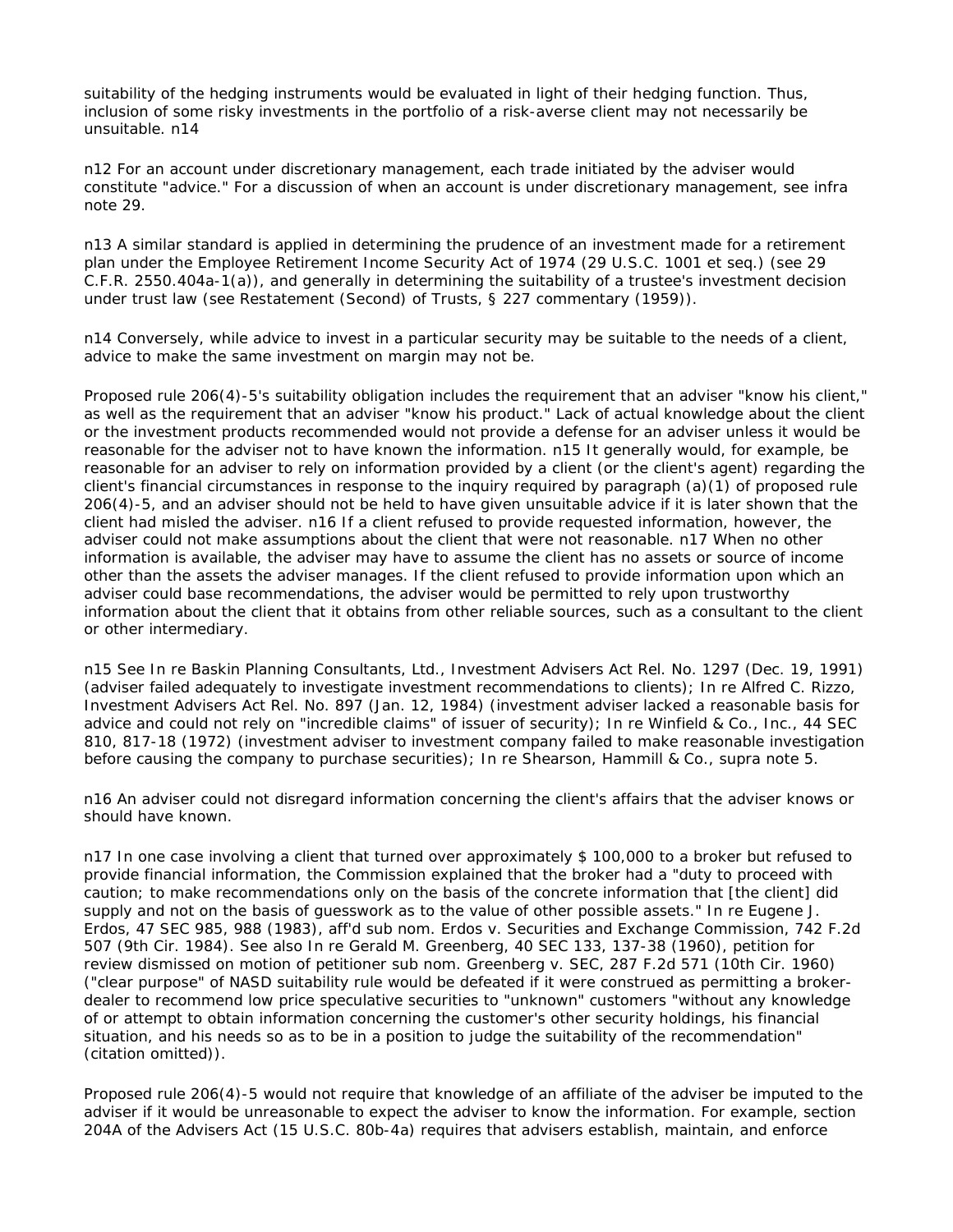suitability of the hedging instruments would be evaluated in light of their hedging function. Thus, inclusion of some risky investments in the portfolio of a risk-averse client may not necessarily be unsuitable. n14

n12 For an account under discretionary management, each trade initiated by the adviser would constitute "advice." For a discussion of when an account is under discretionary management, see infra note 29.

n13 A similar standard is applied in determining the prudence of an investment made for a retirement plan under the Employee Retirement Income Security Act of 1974 (29 U.S.C. 1001 et seq.) (see 29 C.F.R. 2550.404a-1(a)), and generally in determining the suitability of a trustee's investment decision under trust law (see Restatement (Second) of Trusts, § 227 commentary (1959)).

n14 Conversely, while advice to invest in a particular security may be suitable to the needs of a client, advice to make the same investment on margin may not be.

Proposed rule 206(4)-5's suitability obligation includes the requirement that an adviser "know his client," as well as the requirement that an adviser "know his product." Lack of actual knowledge about the client or the investment products recommended would not provide a defense for an adviser unless it would be reasonable for the adviser not to have known the information. n15 It generally would, for example, be reasonable for an adviser to rely on information provided by a client (or the client's agent) regarding the client's financial circumstances in response to the inquiry required by paragraph (a)(1) of proposed rule 206(4)-5, and an adviser should not be held to have given unsuitable advice if it is later shown that the client had misled the adviser. n16 If a client refused to provide requested information, however, the adviser could not make assumptions about the client that were not reasonable. n17 When no other information is available, the adviser may have to assume the client has no assets or source of income other than the assets the adviser manages. If the client refused to provide information upon which an adviser could base recommendations, the adviser would be permitted to rely upon trustworthy information about the client that it obtains from other reliable sources, such as a consultant to the client or other intermediary.

n15 See In re Baskin Planning Consultants, Ltd., Investment Advisers Act Rel. No. 1297 (Dec. 19, 1991) (adviser failed adequately to investigate investment recommendations to clients); In re Alfred C. Rizzo, Investment Advisers Act Rel. No. 897 (Jan. 12, 1984) (investment adviser lacked a reasonable basis for advice and could not rely on "incredible claims" of issuer of security); In re Winfield & Co., Inc., 44 SEC 810, 817-18 (1972) (investment adviser to investment company failed to make reasonable investigation before causing the company to purchase securities); In re Shearson, Hammill & Co., supra note 5.

n16 An adviser could not disregard information concerning the client's affairs that the adviser knows or should have known.

n17 In one case involving a client that turned over approximately $ 100,000 to a broker but refused to provide financial information, the Commission explained that the broker had a "duty to proceed with caution; to make recommendations only on the basis of the concrete information that [the client] did supply and not on the basis of guesswork as to the value of other possible assets." In re Eugene J. Erdos, 47 SEC 985, 988 (1983), aff'd sub nom. Erdos v. Securities and Exchange Commission, 742 F.2d 507 (9th Cir. 1984). See also In re Gerald M. Greenberg, 40 SEC 133, 137-38 (1960), petition for review dismissed on motion of petitioner sub nom. Greenberg v. SEC, 287 F.2d 571 (10th Cir. 1960) ("clear purpose" of NASD suitability rule would be defeated if it were construed as permitting a broker-dealer to recommend low price speculative securities to "unknown" customers "without any knowledge of or attempt to obtain information concerning the customer's other security holdings, his financial situation, and his needs so as to be in a position to judge the suitability of the recommendation" (citation omitted)).

Proposed rule 206(4)-5 would not require that knowledge of an affiliate of the adviser be imputed to the adviser if it would be unreasonable to expect the adviser to know the information. For example, section 204A of the Advisers Act (15 U.S.C. 80b-4a) requires that advisers establish, maintain, and enforce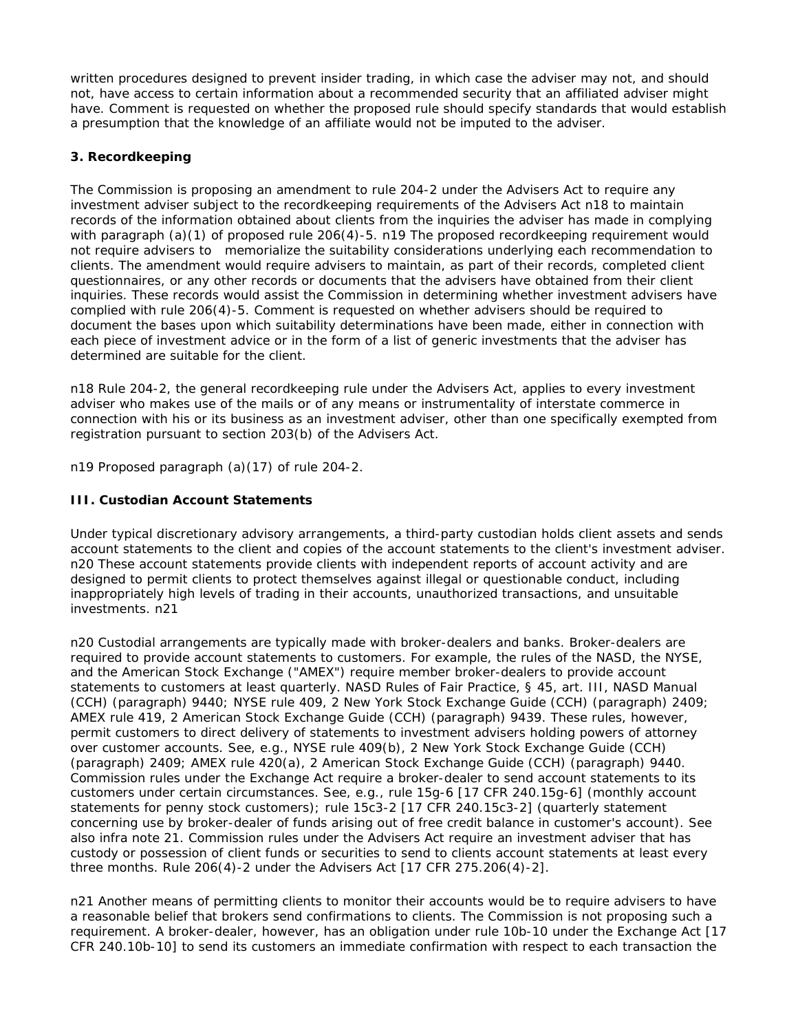written procedures designed to prevent insider trading, in which case the adviser may not, and should not, have access to certain information about a recommended security that an affiliated adviser might have. Comment is requested on whether the proposed rule should specify standards that would establish a presumption that the knowledge of an affiliate would not be imputed to the adviser.

### 3. Recordkeeping

The Commission is proposing an amendment to rule 204-2 under the Advisers Act to require any investment adviser subject to the recordkeeping requirements of the Advisers Act n18 to maintain records of the information obtained about clients from the inquiries the adviser has made in complying with paragraph (a)(1) of proposed rule 206(4)-5. n19 The proposed recordkeeping requirement would not require advisers to memorialize the suitability considerations underlying each recommendation to clients. The amendment would require advisers to maintain, as part of their records, completed client questionnaires, or any other records or documents that the advisers have obtained from their client inquiries. These records would assist the Commission in determining whether investment advisers have complied with rule 206(4)-5. Comment is requested on whether advisers should be required to document the bases upon which suitability determinations have been made, either in connection with each piece of investment advice or in the form of a list of generic investments that the adviser has determined are suitable for the client.

n18 Rule 204-2, the general recordkeeping rule under the Advisers Act, applies to every investment adviser who makes use of the mails or of any means or instrumentality of interstate commerce in connection with his or its business as an investment adviser, other than one specifically exempted from registration pursuant to section 203(b) of the Advisers Act.

n19 Proposed paragraph (a)(17) of rule 204-2.

## III. Custodian Account Statements

Under typical discretionary advisory arrangements, a third-party custodian holds client assets and sends account statements to the client and copies of the account statements to the client's investment adviser. n20 These account statements provide clients with independent reports of account activity and are designed to permit clients to protect themselves against illegal or questionable conduct, including inappropriately high levels of trading in their accounts, unauthorized transactions, and unsuitable investments. n21

n20 Custodial arrangements are typically made with broker-dealers and banks. Broker-dealers are required to provide account statements to customers. For example, the rules of the NASD, the NYSE, and the American Stock Exchange ("AMEX") require member broker-dealers to provide account statements to customers at least quarterly. NASD Rules of Fair Practice, § 45, art. III, NASD Manual (CCH) (paragraph) 9440; NYSE rule 409, 2 New York Stock Exchange Guide (CCH) (paragraph) 2409; AMEX rule 419, 2 American Stock Exchange Guide (CCH) (paragraph) 9439. These rules, however, permit customers to direct delivery of statements to investment advisers holding powers of attorney over customer accounts. See, e.g., NYSE rule 409(b), 2 New York Stock Exchange Guide (CCH) (paragraph) 2409; AMEX rule 420(a), 2 American Stock Exchange Guide (CCH) (paragraph) 9440. Commission rules under the Exchange Act require a broker-dealer to send account statements to its customers under certain circumstances. See, e.g., rule 15g-6 [17 CFR 240.15g-6] (monthly account statements for penny stock customers); rule 15c3-2 [17 CFR 240.15c3-2] (quarterly statement concerning use by broker-dealer of funds arising out of free credit balance in customer's account). See also infra note 21. Commission rules under the Advisers Act require an investment adviser that has custody or possession of client funds or securities to send to clients account statements at least every three months. Rule 206(4)-2 under the Advisers Act [17 CFR 275.206(4)-2].

n21 Another means of permitting clients to monitor their accounts would be to require advisers to have a reasonable belief that brokers send confirmations to clients. The Commission is not proposing such a requirement. A broker-dealer, however, has an obligation under rule 10b-10 under the Exchange Act [17 CFR 240.10b-10] to send its customers an immediate confirmation with respect to each transaction the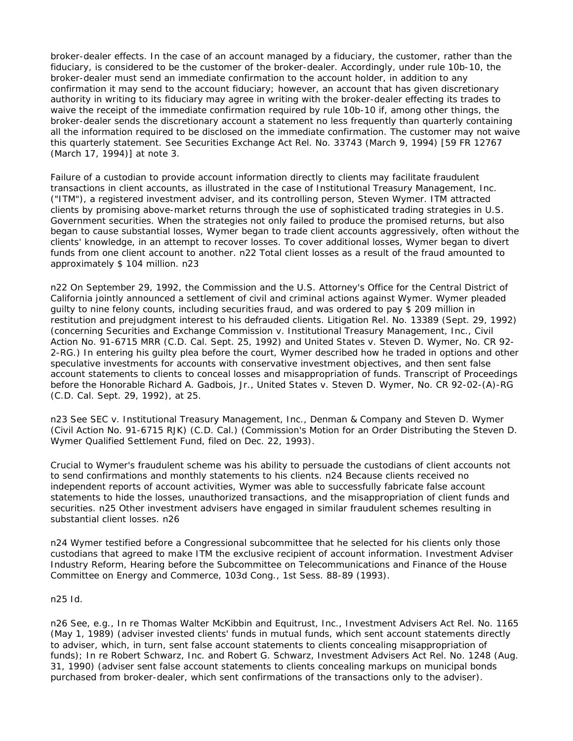broker-dealer effects. In the case of an account managed by a fiduciary, the customer, rather than the fiduciary, is considered to be the customer of the broker-dealer. Accordingly, under rule 10b-10, the broker-dealer must send an immediate confirmation to the account holder, in addition to any confirmation it may send to the account fiduciary; however, an account that has given discretionary authority in writing to its fiduciary may agree in writing with the broker-dealer effecting its trades to waive the receipt of the immediate confirmation required by rule 10b-10 if, among other things, the broker-dealer sends the discretionary account a statement no less frequently than quarterly containing all the information required to be disclosed on the immediate confirmation. The customer may not waive this quarterly statement. See Securities Exchange Act Rel. No. 33743 (March 9, 1994) [59 FR 12767 (March 17, 1994)] at note 3.

Failure of a custodian to provide account information directly to clients may facilitate fraudulent transactions in client accounts, as illustrated in the case of Institutional Treasury Management, Inc. ("ITM"), a registered investment adviser, and its controlling person, Steven Wymer. ITM attracted clients by promising above-market returns through the use of sophisticated trading strategies in U.S. Government securities. When the strategies not only failed to produce the promised returns, but also began to cause substantial losses, Wymer began to trade client accounts aggressively, often without the clients' knowledge, in an attempt to recover losses. To cover additional losses, Wymer began to divert funds from one client account to another. n22 Total client losses as a result of the fraud amounted to approximately $ 104 million. n23

n22 On September 29, 1992, the Commission and the U.S. Attorney's Office for the Central District of California jointly announced a settlement of civil and criminal actions against Wymer. Wymer pleaded guilty to nine felony counts, including securities fraud, and was ordered to pay $ 209 million in restitution and prejudgment interest to his defrauded clients. Litigation Rel. No. 13389 (Sept. 29, 1992) (concerning Securities and Exchange Commission v. Institutional Treasury Management, Inc., Civil Action No. 91-6715 MRR (C.D. Cal. Sept. 25, 1992) and United States v. Steven D. Wymer, No. CR 92-2-RG.) In entering his guilty plea before the court, Wymer described how he traded in options and other speculative investments for accounts with conservative investment objectives, and then sent false account statements to clients to conceal losses and misappropriation of funds. Transcript of Proceedings before the Honorable Richard A. Gadbois, Jr., United States v. Steven D. Wymer, No. CR 92-02-(A)-RG (C.D. Cal. Sept. 29, 1992), at 25.

n23 See SEC v. Institutional Treasury Management, Inc., Denman & Company and Steven D. Wymer (Civil Action No. 91-6715 RJK) (C.D. Cal.) (Commission's Motion for an Order Distributing the Steven D. Wymer Qualified Settlement Fund, filed on Dec. 22, 1993).

Crucial to Wymer's fraudulent scheme was his ability to persuade the custodians of client accounts not to send confirmations and monthly statements to his clients. n24 Because clients received no independent reports of account activities, Wymer was able to successfully fabricate false account statements to hide the losses, unauthorized transactions, and the misappropriation of client funds and securities. n25 Other investment advisers have engaged in similar fraudulent schemes resulting in substantial client losses. n26

n24 Wymer testified before a Congressional subcommittee that he selected for his clients only those custodians that agreed to make ITM the exclusive recipient of account information. Investment Adviser Industry Reform, Hearing before the Subcommittee on Telecommunications and Finance of the House Committee on Energy and Commerce, 103d Cong., 1st Sess. 88-89 (1993).

n25 Id.

n26 See, e.g., In re Thomas Walter McKibbin and Equitrust, Inc., Investment Advisers Act Rel. No. 1165 (May 1, 1989) (adviser invested clients' funds in mutual funds, which sent account statements directly to adviser, which, in turn, sent false account statements to clients concealing misappropriation of funds); In re Robert Schwarz, Inc. and Robert G. Schwarz, Investment Advisers Act Rel. No. 1248 (Aug. 31, 1990) (adviser sent false account statements to clients concealing markups on municipal bonds purchased from broker-dealer, which sent confirmations of the transactions only to the adviser).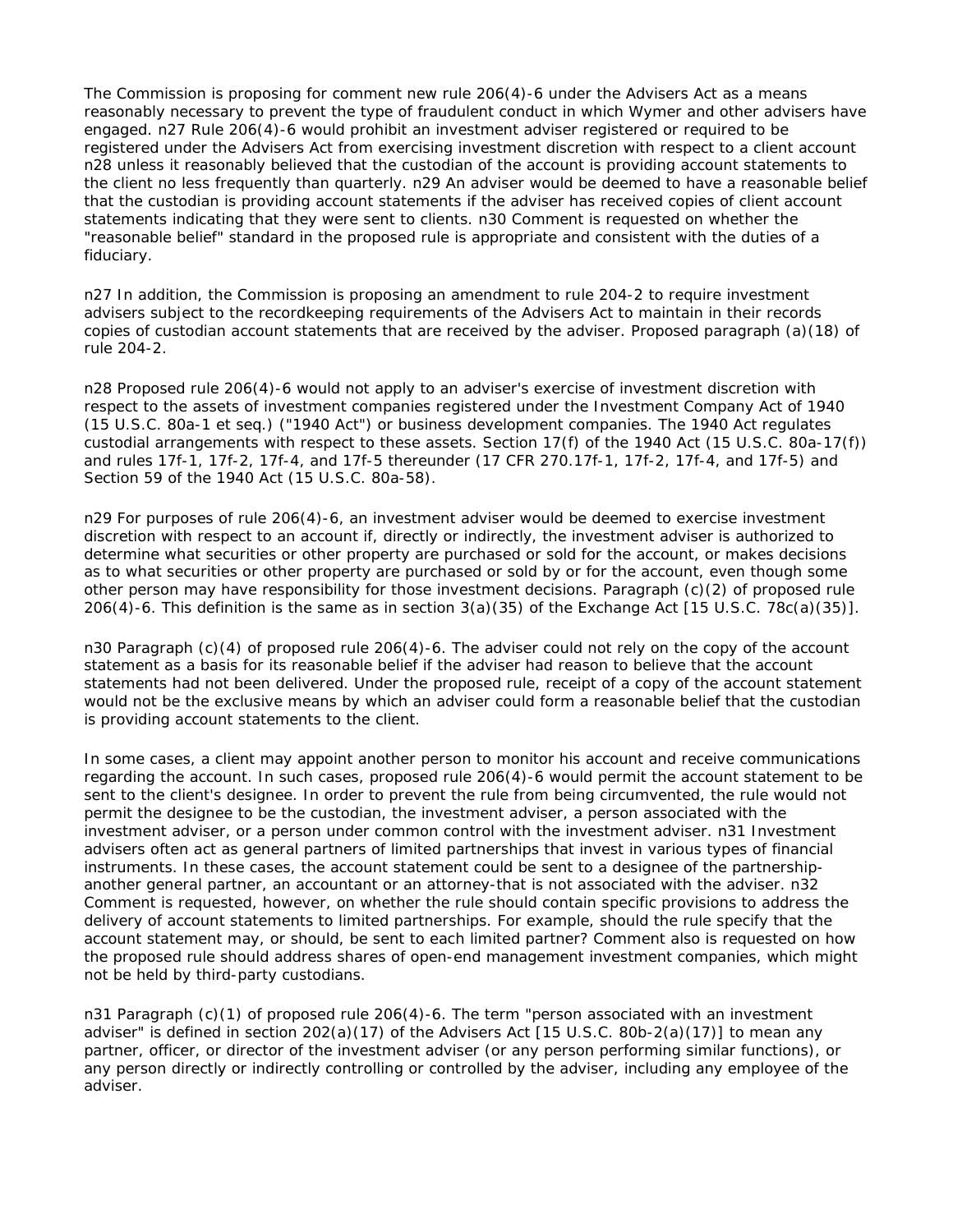The Commission is proposing for comment new rule 206(4)-6 under the Advisers Act as a means reasonably necessary to prevent the type of fraudulent conduct in which Wymer and other advisers have engaged. n27 Rule 206(4)-6 would prohibit an investment adviser registered or required to be registered under the Advisers Act from exercising investment discretion with respect to a client account n28 unless it reasonably believed that the custodian of the account is providing account statements to the client no less frequently than quarterly. n29 An adviser would be deemed to have a reasonable belief that the custodian is providing account statements if the adviser has received copies of client account statements indicating that they were sent to clients. n30 Comment is requested on whether the "reasonable belief" standard in the proposed rule is appropriate and consistent with the duties of a fiduciary.

n27 In addition, the Commission is proposing an amendment to rule 204-2 to require investment advisers subject to the recordkeeping requirements of the Advisers Act to maintain in their records copies of custodian account statements that are received by the adviser. Proposed paragraph (a)(18) of rule 204-2.

n28 Proposed rule 206(4)-6 would not apply to an adviser's exercise of investment discretion with respect to the assets of investment companies registered under the Investment Company Act of 1940 (15 U.S.C. 80a-1 et seq.) ("1940 Act") or business development companies. The 1940 Act regulates custodial arrangements with respect to these assets. Section 17(f) of the 1940 Act (15 U.S.C. 80a-17(f)) and rules 17f-1, 17f-2, 17f-4, and 17f-5 thereunder (17 CFR 270.17f-1, 17f-2, 17f-4, and 17f-5) and Section 59 of the 1940 Act (15 U.S.C. 80a-58).

n29 For purposes of rule 206(4)-6, an investment adviser would be deemed to exercise investment discretion with respect to an account if, directly or indirectly, the investment adviser is authorized to determine what securities or other property are purchased or sold for the account, or makes decisions as to what securities or other property are purchased or sold by or for the account, even though some other person may have responsibility for those investment decisions. Paragraph (c)(2) of proposed rule 206(4)-6. This definition is the same as in section 3(a)(35) of the Exchange Act [15 U.S.C. 78c(a)(35)].

n30 Paragraph (c)(4) of proposed rule 206(4)-6. The adviser could not rely on the copy of the account statement as a basis for its reasonable belief if the adviser had reason to believe that the account statements had not been delivered. Under the proposed rule, receipt of a copy of the account statement would not be the exclusive means by which an adviser could form a reasonable belief that the custodian is providing account statements to the client.

In some cases, a client may appoint another person to monitor his account and receive communications regarding the account. In such cases, proposed rule 206(4)-6 would permit the account statement to be sent to the client's designee. In order to prevent the rule from being circumvented, the rule would not permit the designee to be the custodian, the investment adviser, a person associated with the investment adviser, or a person under common control with the investment adviser. n31 Investment advisers often act as general partners of limited partnerships that invest in various types of financial instruments. In these cases, the account statement could be sent to a designee of the partnership-another general partner, an accountant or an attorney-that is not associated with the adviser. n32 Comment is requested, however, on whether the rule should contain specific provisions to address the delivery of account statements to limited partnerships. For example, should the rule specify that the account statement may, or should, be sent to each limited partner? Comment also is requested on how the proposed rule should address shares of open-end management investment companies, which might not be held by third-party custodians.

n31 Paragraph (c)(1) of proposed rule 206(4)-6. The term "person associated with an investment adviser" is defined in section 202(a)(17) of the Advisers Act [15 U.S.C. 80b-2(a)(17)] to mean any partner, officer, or director of the investment adviser (or any person performing similar functions), or any person directly or indirectly controlling or controlled by the adviser, including any employee of the adviser.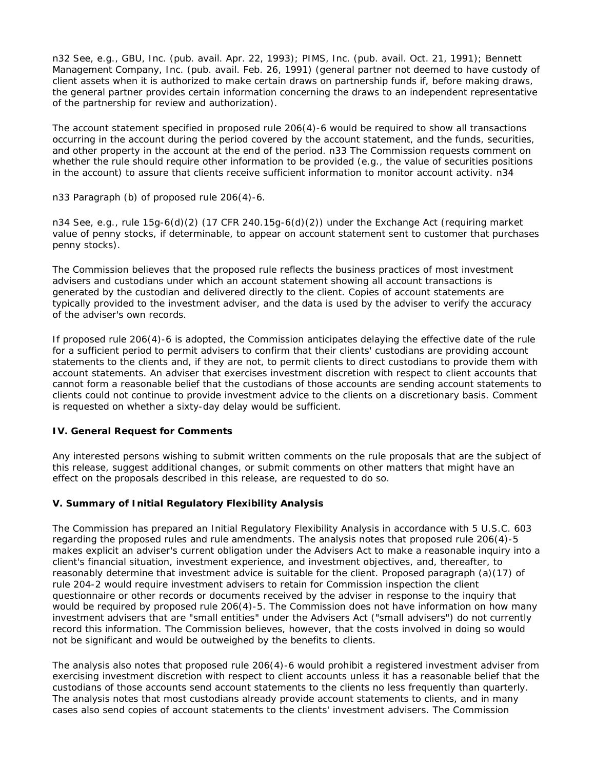n32 See, e.g., GBU, Inc. (pub. avail. Apr. 22, 1993); PIMS, Inc. (pub. avail. Oct. 21, 1991); Bennett Management Company, Inc. (pub. avail. Feb. 26, 1991) (general partner not deemed to have custody of client assets when it is authorized to make certain draws on partnership funds if, before making draws, the general partner provides certain information concerning the draws to an independent representative of the partnership for review and authorization).

The account statement specified in proposed rule 206(4)-6 would be required to show all transactions occurring in the account during the period covered by the account statement, and the funds, securities, and other property in the account at the end of the period. n33 The Commission requests comment on whether the rule should require other information to be provided (e.g., the value of securities positions in the account) to assure that clients receive sufficient information to monitor account activity. n34

n33 Paragraph (b) of proposed rule 206(4)-6.

n34 See, e.g., rule 15g-6(d)(2) (17 CFR 240.15g-6(d)(2)) under the Exchange Act (requiring market value of penny stocks, if determinable, to appear on account statement sent to customer that purchases penny stocks).

The Commission believes that the proposed rule reflects the business practices of most investment advisers and custodians under which an account statement showing all account transactions is generated by the custodian and delivered directly to the client. Copies of account statements are typically provided to the investment adviser, and the data is used by the adviser to verify the accuracy of the adviser's own records.

If proposed rule 206(4)-6 is adopted, the Commission anticipates delaying the effective date of the rule for a sufficient period to permit advisers to confirm that their clients' custodians are providing account statements to the clients and, if they are not, to permit clients to direct custodians to provide them with account statements. An adviser that exercises investment discretion with respect to client accounts that cannot form a reasonable belief that the custodians of those accounts are sending account statements to clients could not continue to provide investment advice to the clients on a discretionary basis. Comment is requested on whether a sixty-day delay would be sufficient.

**IV. General Request for Comments**

Any interested persons wishing to submit written comments on the rule proposals that are the subject of this release, suggest additional changes, or submit comments on other matters that might have an effect on the proposals described in this release, are requested to do so.

**V. Summary of Initial Regulatory Flexibility Analysis**

The Commission has prepared an Initial Regulatory Flexibility Analysis in accordance with 5 U.S.C. 603 regarding the proposed rules and rule amendments. The analysis notes that proposed rule 206(4)-5 makes explicit an adviser's current obligation under the Advisers Act to make a reasonable inquiry into a client's financial situation, investment experience, and investment objectives, and, thereafter, to reasonably determine that investment advice is suitable for the client. Proposed paragraph (a)(17) of rule 204-2 would require investment advisers to retain for Commission inspection the client questionnaire or other records or documents received by the adviser in response to the inquiry that would be required by proposed rule 206(4)-5. The Commission does not have information on how many investment advisers that are "small entities" under the Advisers Act ("small advisers") do not currently record this information. The Commission believes, however, that the costs involved in doing so would not be significant and would be outweighed by the benefits to clients.

The analysis also notes that proposed rule 206(4)-6 would prohibit a registered investment adviser from exercising investment discretion with respect to client accounts unless it has a reasonable belief that the custodians of those accounts send account statements to the clients no less frequently than quarterly. The analysis notes that most custodians already provide account statements to clients, and in many cases also send copies of account statements to the clients' investment advisers. The Commission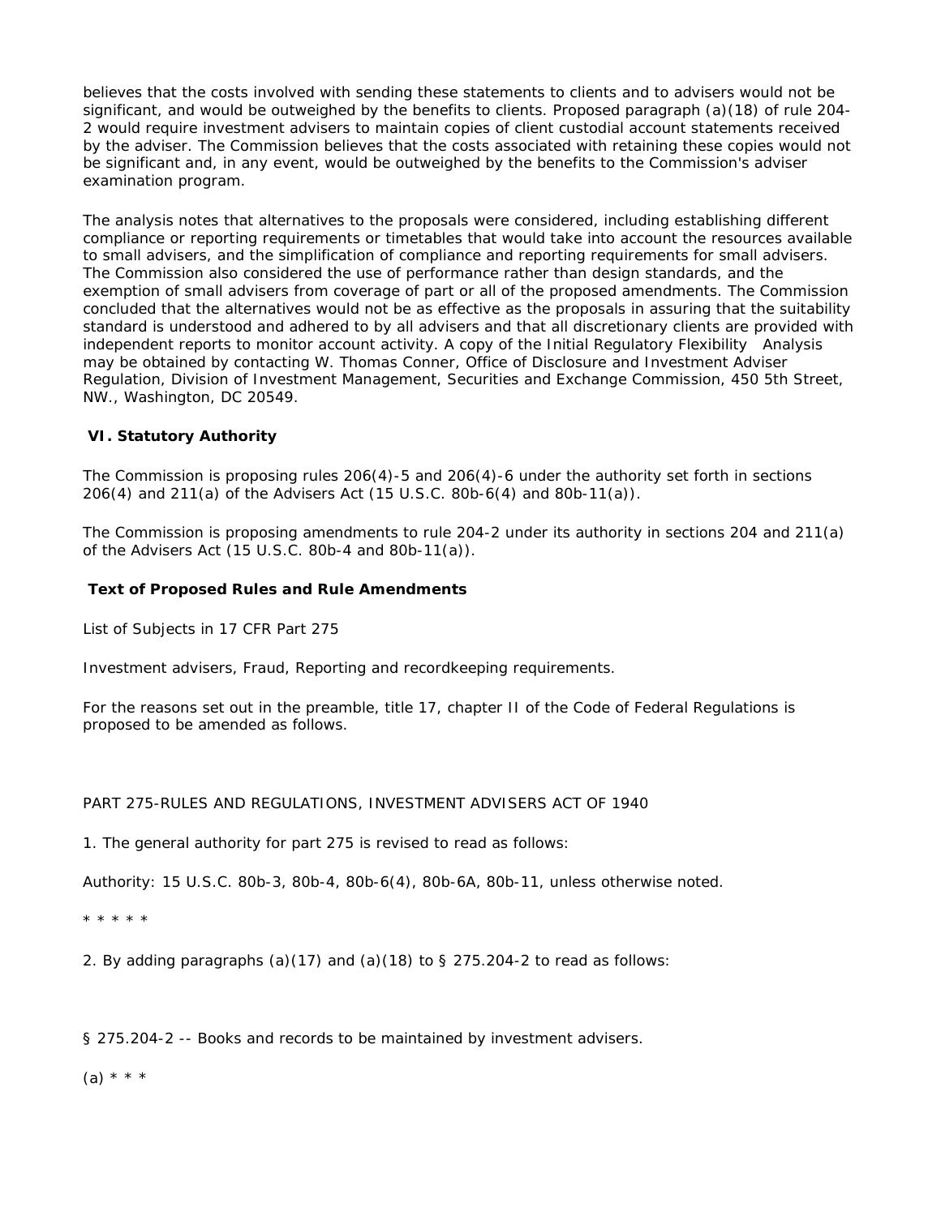believes that the costs involved with sending these statements to clients and to advisers would not be significant, and would be outweighed by the benefits to clients. Proposed paragraph (a)(18) of rule 204-2 would require investment advisers to maintain copies of client custodial account statements received by the adviser. The Commission believes that the costs associated with retaining these copies would not be significant and, in any event, would be outweighed by the benefits to the Commission's adviser examination program.

The analysis notes that alternatives to the proposals were considered, including establishing different compliance or reporting requirements or timetables that would take into account the resources available to small advisers, and the simplification of compliance and reporting requirements for small advisers. The Commission also considered the use of performance rather than design standards, and the exemption of small advisers from coverage of part or all of the proposed amendments. The Commission concluded that the alternatives would not be as effective as the proposals in assuring that the suitability standard is understood and adhered to by all advisers and that all discretionary clients are provided with independent reports to monitor account activity. A copy of the Initial Regulatory Flexibility Analysis may be obtained by contacting W. Thomas Conner, Office of Disclosure and Investment Adviser Regulation, Division of Investment Management, Securities and Exchange Commission, 450 5th Street, NW., Washington, DC 20549.

## VI. Statutory Authority

The Commission is proposing rules 206(4)-5 and 206(4)-6 under the authority set forth in sections 206(4) and 211(a) of the Advisers Act (15 U.S.C. 80b-6(4) and 80b-11(a)).

The Commission is proposing amendments to rule 204-2 under its authority in sections 204 and 211(a) of the Advisers Act (15 U.S.C. 80b-4 and 80b-11(a)).

## Text of Proposed Rules and Rule Amendments

List of Subjects in 17 CFR Part 275

Investment advisers, Fraud, Reporting and recordkeeping requirements.

For the reasons set out in the preamble, title 17, chapter II of the Code of Federal Regulations is proposed to be amended as follows.

PART 275-RULES AND REGULATIONS, INVESTMENT ADVISERS ACT OF 1940

1. The general authority for part 275 is revised to read as follows:

Authority: 15 U.S.C. 80b-3, 80b-4, 80b-6(4), 80b-6A, 80b-11, unless otherwise noted.

\* \* \* \* \*

2. By adding paragraphs (a)(17) and (a)(18) to § 275.204-2 to read as follows:

§ 275.204-2 -- Books and records to be maintained by investment advisers.

(a) \* \* \*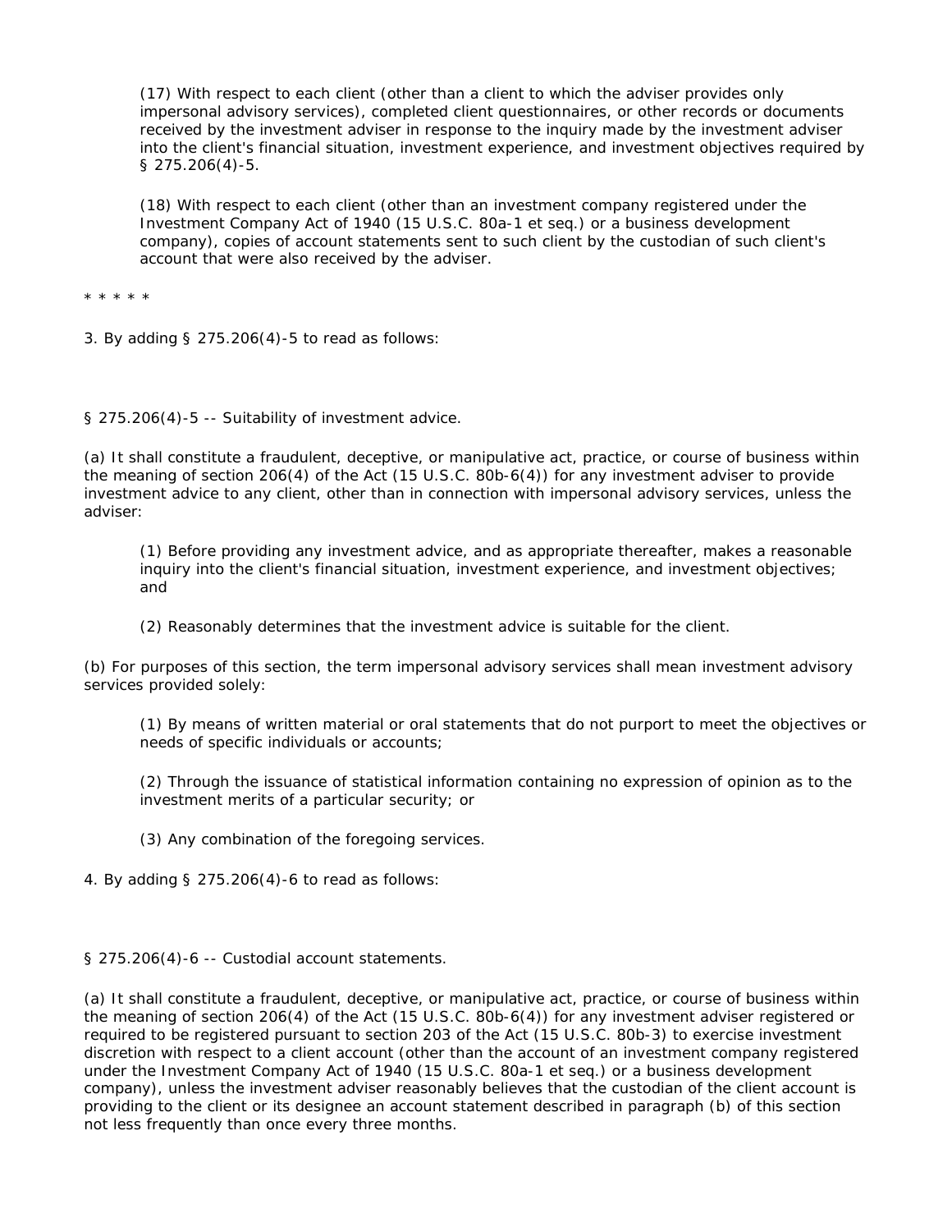(17) With respect to each client (other than a client to which the adviser provides only impersonal advisory services), completed client questionnaires, or other records or documents received by the investment adviser in response to the inquiry made by the investment adviser into the client's financial situation, investment experience, and investment objectives required by § 275.206(4)-5.

(18) With respect to each client (other than an investment company registered under the Investment Company Act of 1940 (15 U.S.C. 80a-1 et seq.) or a business development company), copies of account statements sent to such client by the custodian of such client's account that were also received by the adviser.

* * * * *

3. By adding § 275.206(4)-5 to read as follows:

§ 275.206(4)-5 -- Suitability of investment advice.

(a) It shall constitute a fraudulent, deceptive, or manipulative act, practice, or course of business within the meaning of section 206(4) of the Act (15 U.S.C. 80b-6(4)) for any investment adviser to provide investment advice to any client, other than in connection with impersonal advisory services, unless the adviser:

(1) Before providing any investment advice, and as appropriate thereafter, makes a reasonable inquiry into the client's financial situation, investment experience, and investment objectives; and

(2) Reasonably determines that the investment advice is suitable for the client.

(b) For purposes of this section, the term impersonal advisory services shall mean investment advisory services provided solely:

(1) By means of written material or oral statements that do not purport to meet the objectives or needs of specific individuals or accounts;

(2) Through the issuance of statistical information containing no expression of opinion as to the investment merits of a particular security; or

(3) Any combination of the foregoing services.

4. By adding § 275.206(4)-6 to read as follows:

§ 275.206(4)-6 -- Custodial account statements.

(a) It shall constitute a fraudulent, deceptive, or manipulative act, practice, or course of business within the meaning of section 206(4) of the Act (15 U.S.C. 80b-6(4)) for any investment adviser registered or required to be registered pursuant to section 203 of the Act (15 U.S.C. 80b-3) to exercise investment discretion with respect to a client account (other than the account of an investment company registered under the Investment Company Act of 1940 (15 U.S.C. 80a-1 et seq.) or a business development company), unless the investment adviser reasonably believes that the custodian of the client account is providing to the client or its designee an account statement described in paragraph (b) of this section not less frequently than once every three months.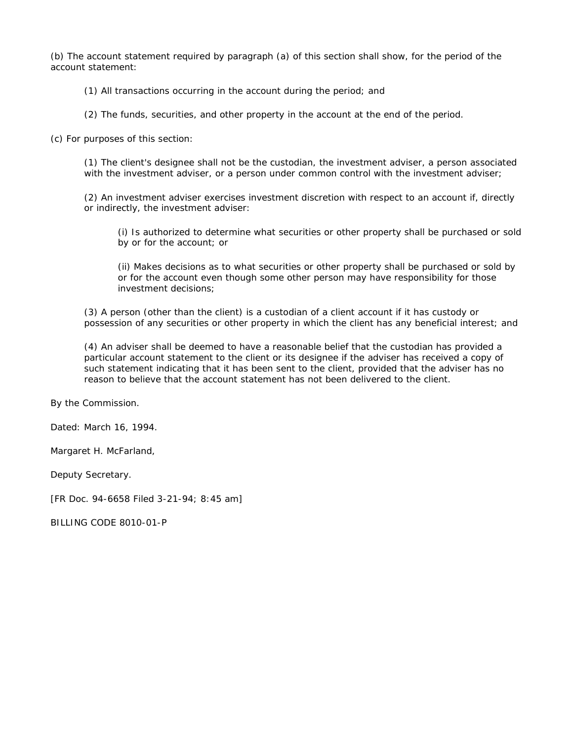(b) The account statement required by paragraph (a) of this section shall show, for the period of the account statement:

(1) All transactions occurring in the account during the period; and

(2) The funds, securities, and other property in the account at the end of the period.

(c) For purposes of this section:

(1) The client's designee shall not be the custodian, the investment adviser, a person associated with the investment adviser, or a person under common control with the investment adviser;

(2) An investment adviser exercises investment discretion with respect to an account if, directly or indirectly, the investment adviser:

(i) Is authorized to determine what securities or other property shall be purchased or sold by or for the account; or

(ii) Makes decisions as to what securities or other property shall be purchased or sold by or for the account even though some other person may have responsibility for those investment decisions;

(3) A person (other than the client) is a custodian of a client account if it has custody or possession of any securities or other property in which the client has any beneficial interest; and

(4) An adviser shall be deemed to have a reasonable belief that the custodian has provided a particular account statement to the client or its designee if the adviser has received a copy of such statement indicating that it has been sent to the client, provided that the adviser has no reason to believe that the account statement has not been delivered to the client.

By the Commission.

Dated: March 16, 1994.

Margaret H. McFarland,

Deputy Secretary.

[FR Doc. 94-6658 Filed 3-21-94; 8:45 am]

BILLING CODE 8010-01-P